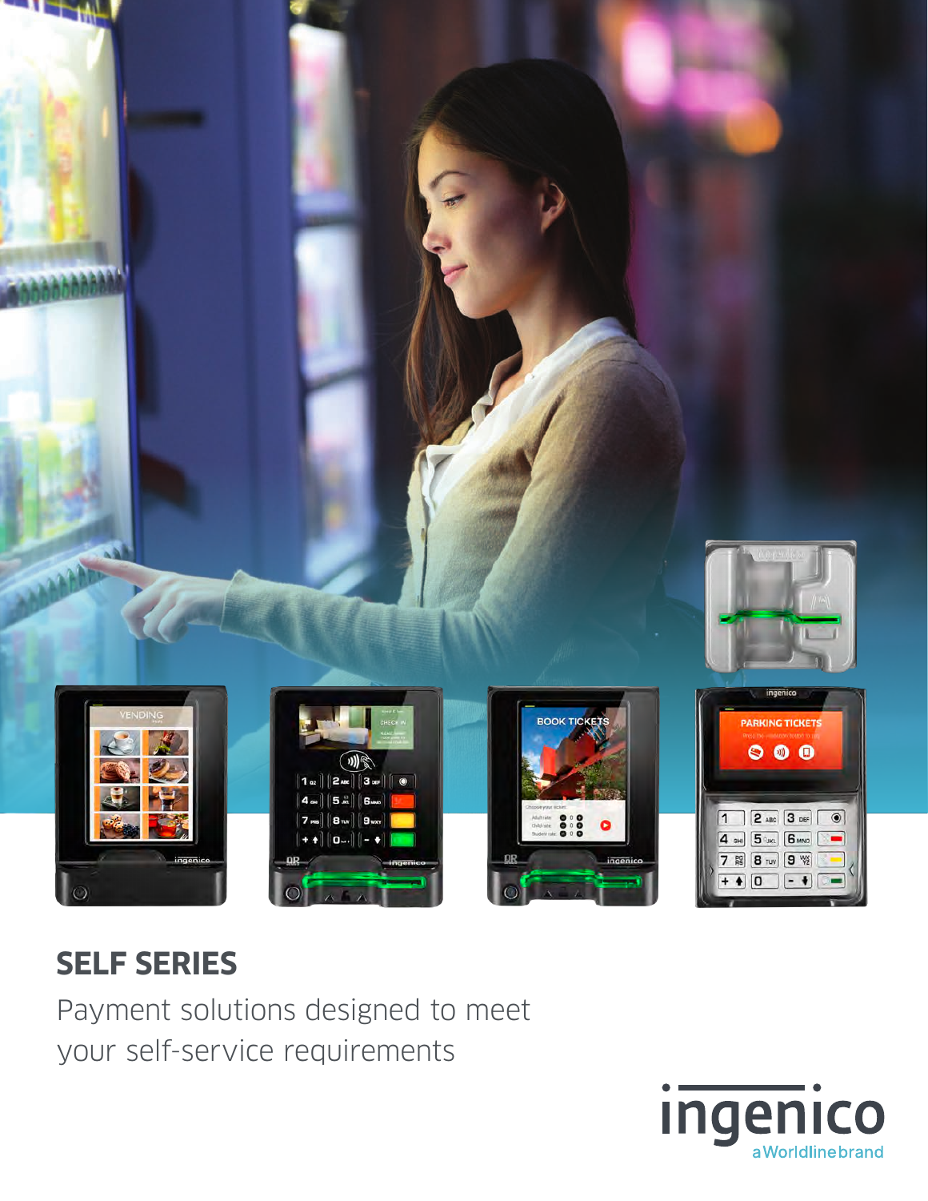# SELF SERIES

Payment solutions designed to meet your self-service requirements

ingenico
a Worldline brand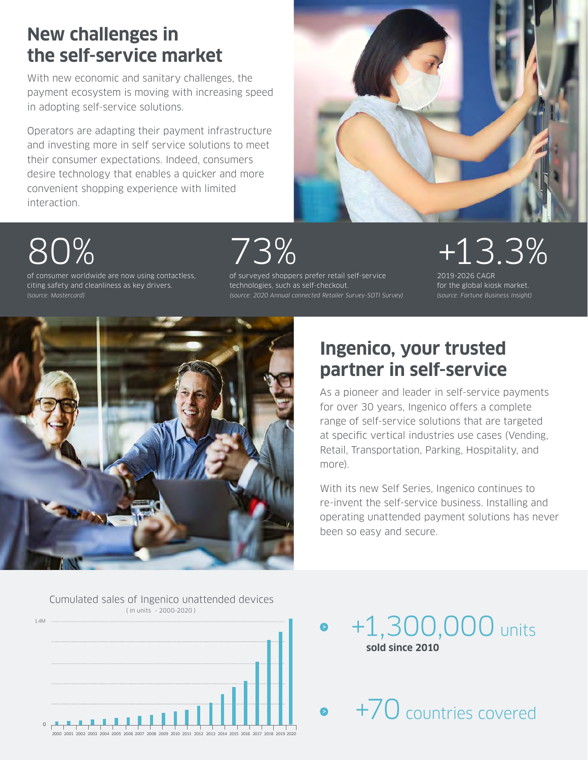## New challenges in the self-service market

With new economic and sanitary challenges, the payment ecosystem is moving with increasing speed in adopting self-service solutions.

Operators are adapting their payment infrastructure and investing more in self service solutions to meet their consumer expectations. Indeed, consumers desire technology that enables a quicker and more convenient shopping experience with limited interaction.

**80%**

of consumer worldwide are now using contactless, citing safety and cleanliness as key drivers.
*(source: Mastercard)*

**73%**

of surveyed shoppers prefer retail self-service technologies, such as self-checkout.
*(source: 2020 Annual connected Retailer Survey-SOTI Survey)*

**+13.3%**

2019-2026 CAGR for the global kiosk market.
*(source: Fortune Business Insight)*

## Ingenico, your trusted partner in self-service

As a pioneer and leader in self-service payments for over 30 years, Ingenico offers a complete range of self-service solutions that are targeted at specific vertical industries use cases (Vending, Retail, Transportation, Parking, Hospitality, and more).

With its new Self Series, Ingenico continues to re-invent the self-service business. Installing and operating unattended payment solutions has never been so easy and secure.

Cumulated sales of Ingenico unattended devices
( in units - 2000-2020 )

1,4M

0

2000 2001 2002 2003 2004 2005 2006 2007 2008 2009 2010 2011 2012 2013 2014 2015 2016 2017 2018 2019 2020

- **+1,300,000** units **sold since 2010**
- **+70** countries covered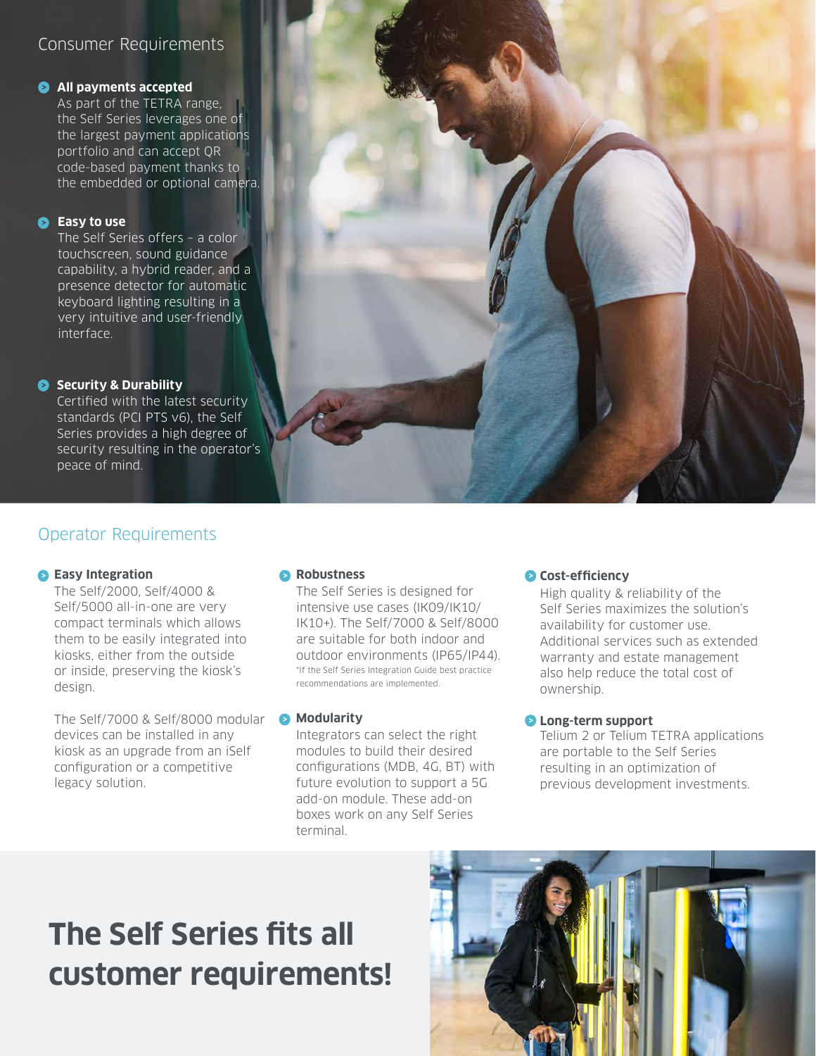## Consumer Requirements

**All payments accepted**
As part of the TETRA range, the Self Series leverages one of the largest payment applications portfolio and can accept QR code-based payment thanks to the embedded or optional camera.

**Easy to use**
The Self Series offers – a color touchscreen, sound guidance capability, a hybrid reader, and a presence detector for automatic keyboard lighting resulting in a very intuitive and user-friendly interface.

**Security & Durability**
Certified with the latest security standards (PCI PTS v6), the Self Series provides a high degree of security resulting in the operator's peace of mind.

## Operator Requirements

**Easy Integration**
The Self/2000, Self/4000 & Self/5000 all-in-one are very compact terminals which allows them to be easily integrated into kiosks, either from the outside or inside, preserving the kiosk's design.

The Self/7000 & Self/8000 modular devices can be installed in any kiosk as an upgrade from an iSelf configuration or a competitive legacy solution.

**Robustness**
The Self Series is designed for intensive use cases (IK09/IK10/IK10+). The Self/7000 & Self/8000 are suitable for both indoor and outdoor environments (IP65/IP44).
*If the Self Series Integration Guide best practice recommendations are implemented.

**Modularity**
Integrators can select the right modules to build their desired configurations (MDB, 4G, BT) with future evolution to support a 5G add-on module. These add-on boxes work on any Self Series terminal.

**Cost-efficiency**
High quality & reliability of the Self Series maximizes the solution's availability for consumer use. Additional services such as extended warranty and estate management also help reduce the total cost of ownership.

**Long-term support**
Telium 2 or Telium TETRA applications are portable to the Self Series resulting in an optimization of previous development investments.

# The Self Series fits all customer requirements!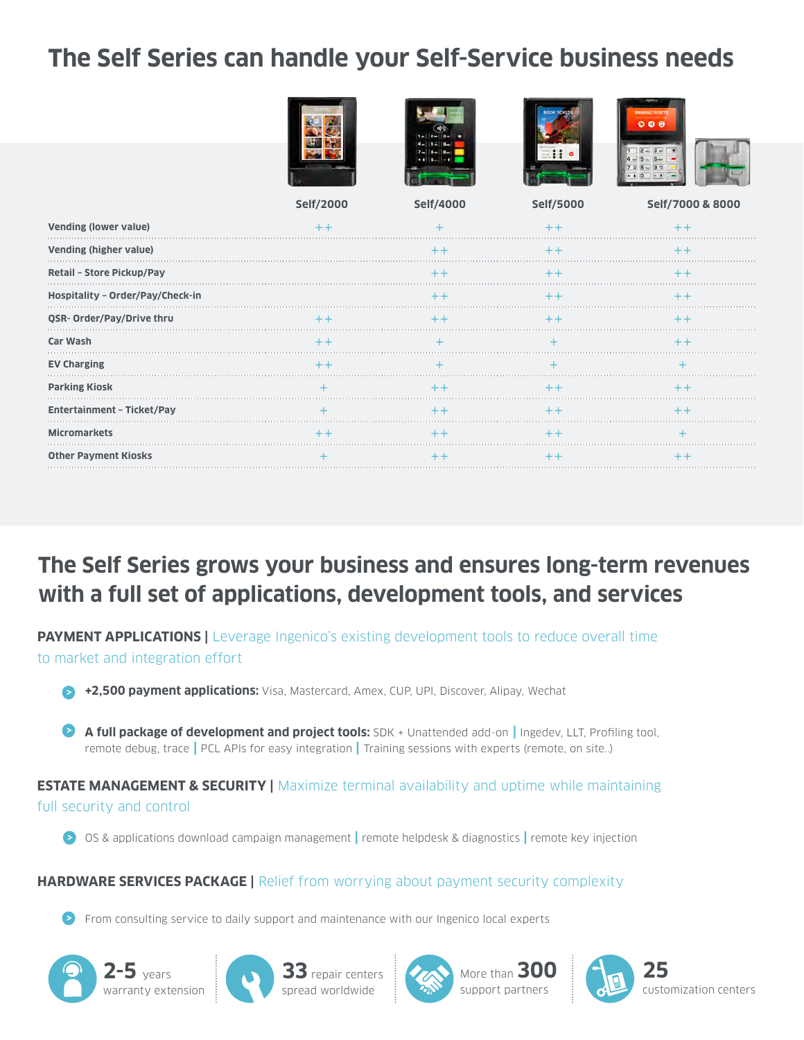# The Self Series can handle your Self-Service business needs

| | Self/2000 | Self/4000 | Self/5000 | Self/7000 & 8000 |
|---|---|---|---|---|
| Vending (lower value) | ++ | + | ++ | ++ |
| Vending (higher value) | | ++ | ++ | ++ |
| Retail – Store Pickup/Pay | | ++ | ++ | ++ |
| Hospitality – Order/Pay/Check-in | | ++ | ++ | ++ |
| QSR- Order/Pay/Drive thru | ++ | ++ | ++ | ++ |
| Car Wash | ++ | + | + | ++ |
| EV Charging | ++ | + | + | + |
| Parking Kiosk | + | ++ | ++ | ++ |
| Entertainment – Ticket/Pay | + | ++ | ++ | ++ |
| Micromarkets | ++ | ++ | ++ | + |
| Other Payment Kiosks | + | ++ | ++ | ++ |

# The Self Series grows your business and ensures long-term revenues with a full set of applications, development tools, and services

**PAYMENT APPLICATIONS |** Leverage Ingenico's existing development tools to reduce overall time to market and integration effort

- **+2,500 payment applications:** Visa, Mastercard, Amex, CUP, UPI, Discover, Alipay, Wechat
- **A full package of development and project tools:** SDK + Unattended add-on | Ingedev, LLT, Profiling tool, remote debug, trace | PCL APIs for easy integration | Training sessions with experts (remote, on site..)

**ESTATE MANAGEMENT & SECURITY |** Maximize terminal availability and uptime while maintaining full security and control

- OS & applications download campaign management | remote helpdesk & diagnostics | remote key injection

**HARDWARE SERVICES PACKAGE |** Relief from worrying about payment security complexity

- From consulting service to daily support and maintenance with our Ingenico local experts

**2-5** years warranty extension | **33** repair centers spread worldwide | More than **300** support partners | **25** customization centers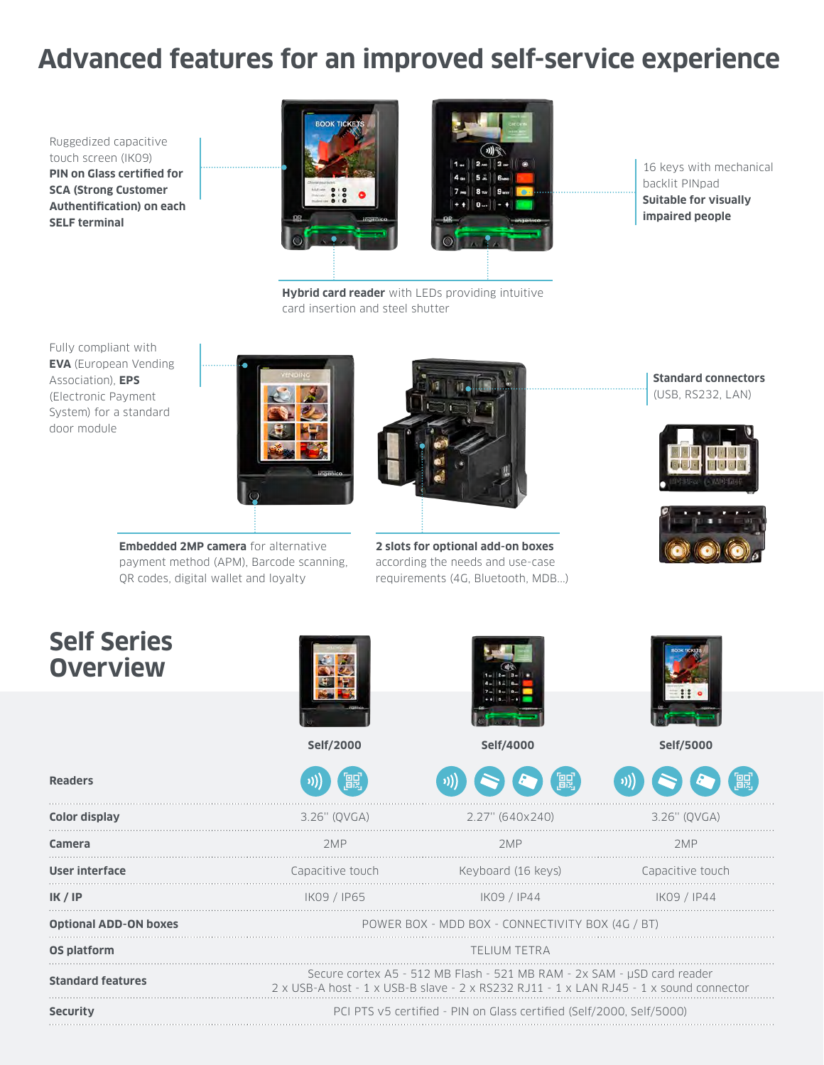# Advanced features for an improved self-service experience

Ruggedized capacitive touch screen (IK09)
**PIN on Glass certified for SCA (Strong Customer Authentification) on each SELF terminal**

16 keys with mechanical backlit PINpad
**Suitable for visually impaired people**

**Hybrid card reader** with LEDs providing intuitive card insertion and steel shutter

Fully compliant with **EVA** (European Vending Association), **EPS** (Electronic Payment System) for a standard door module

**Standard connectors** (USB, RS232, LAN)

**Embedded 2MP camera** for alternative payment method (APM), Barcode scanning, QR codes, digital wallet and loyalty

**2 slots for optional add-on boxes** according the needs and use-case requirements (4G, Bluetooth, MDB...)

# Self Series Overview

| | Self/2000 | Self/4000 | Self/5000 |
|---|---|---|---|
| **Readers** | | | |
| **Color display** | 3.26'' (QVGA) | 2.27'' (640x240) | 3.26'' (QVGA) |
| **Camera** | 2MP | 2MP | 2MP |
| **User interface** | Capacitive touch | Keyboard (16 keys) | Capacitive touch |
| **IK / IP** | IK09 / IP65 | IK09 / IP44 | IK09 / IP44 |
| **Optional ADD-ON boxes** | POWER BOX - MDD BOX - CONNECTIVITY BOX (4G / BT) | | |
| **OS platform** | TELIUM TETRA | | |
| **Standard features** | Secure cortex A5 - 512 MB Flash - 521 MB RAM - 2x SAM - µSD card reader 2 x USB-A host - 1 x USB-B slave - 2 x RS232 RJ11 - 1 x LAN RJ45 - 1 x sound connector | | |
| **Security** | PCI PTS v5 certified - PIN on Glass certified (Self/2000, Self/5000) | | |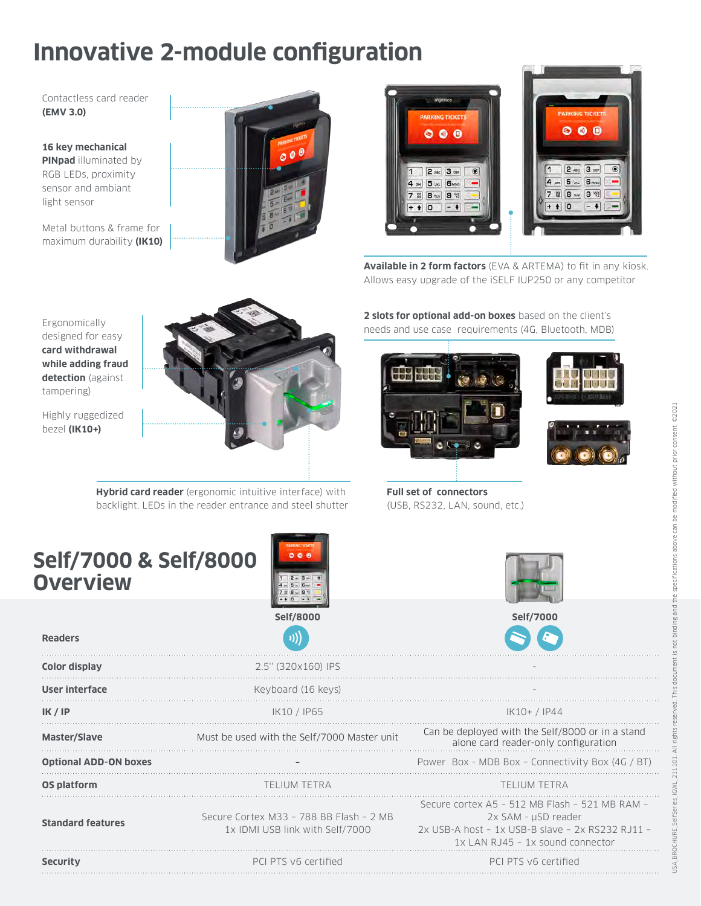# Innovative 2-module configuration

Contactless card reader **(EMV 3.0)**

**16 key mechanical PINpad** illuminated by RGB LEDs, proximity sensor and ambiant light sensor

Metal buttons & frame for maximum durability **(IK10)**

**Available in 2 form factors** (EVA & ARTEMA) to fit in any kiosk. Allows easy upgrade of the iSELF IUP250 or any competitor

Ergonomically designed for easy **card withdrawal while adding fraud detection** (against tampering)

Highly ruggedized bezel **(IK10+)**

**2 slots for optional add-on boxes** based on the client's needs and use case requirements (4G, Bluetooth, MDB)

**Hybrid card reader** (ergonomic intuitive interface) with backlight. LEDs in the reader entrance and steel shutter

**Full set of connectors** (USB, RS232, LAN, sound, etc.)

## Self/7000 & Self/8000 Overview

| | Self/8000 | Self/7000 |
|---|---|---|
| **Readers** | | |
| **Color display** | 2.5" (320x160) IPS | - |
| **User interface** | Keyboard (16 keys) | - |
| **IK / IP** | IK10 / IP65 | IK10+ / IP44 |
| **Master/Slave** | Must be used with the Self/7000 Master unit | Can be deployed with the Self/8000 or in a stand alone card reader-only configuration |
| **Optional ADD-ON boxes** | - | Power Box - MDB Box - Connectivity Box (4G / BT) |
| **OS platform** | TELIUM TETRA | TELIUM TETRA |
| **Standard features** | Secure Cortex M33 - 788 BB Flash - 2 MB<br>1x IDMI USB link with Self/7000 | Secure cortex A5 - 512 MB Flash - 521 MB RAM - 2x SAM - µSD reader<br>2x USB-A host - 1x USB-B slave - 2x RS232 RJ11 - 1x LAN RJ45 - 1x sound connector |
| **Security** | PCI PTS v6 certified | PCI PTS v6 certified |

USA_BROCHURE_SelfSeries_IGWL_211101 All rights reserved. This document is not binding and the specifications above can be modified without prior consent. ©2021